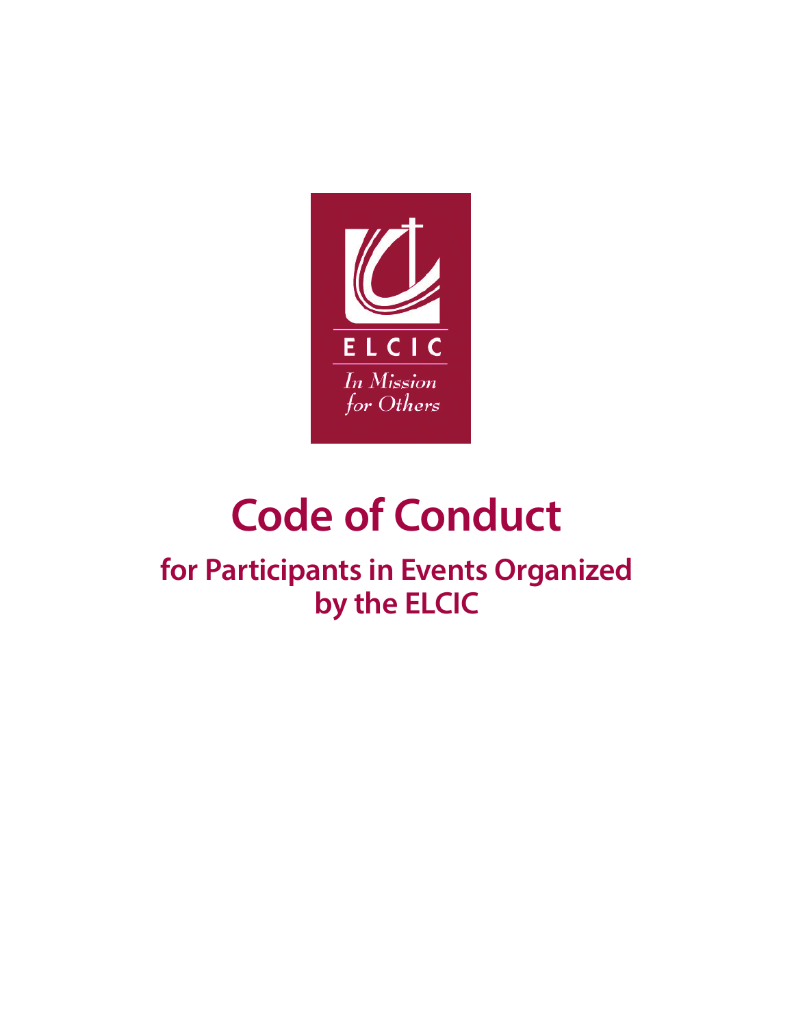ELCIC

*In Mission for Others*

# Code of Conduct

## for Participants in Events Organized by the ELCIC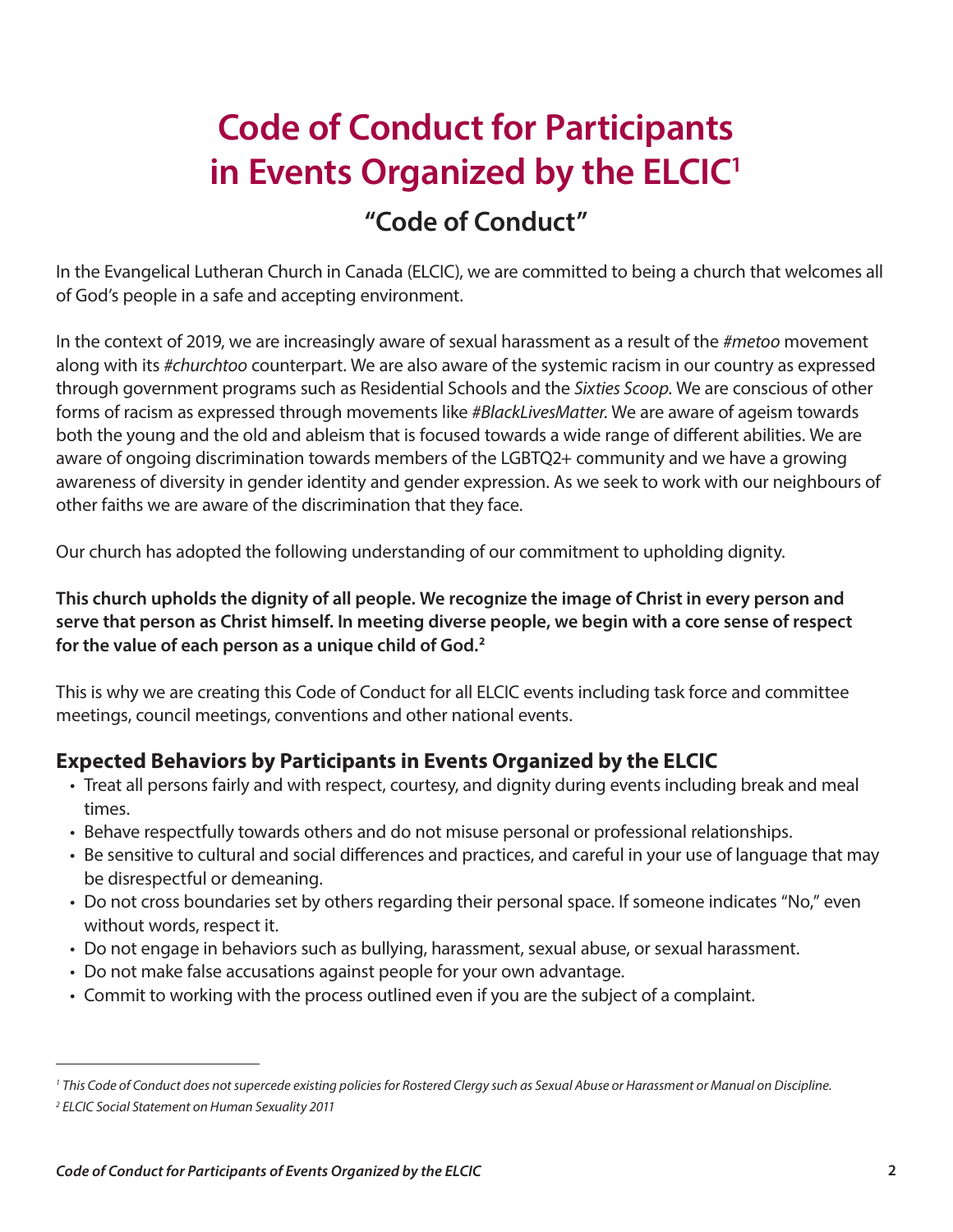# Code of Conduct for Participants in Events Organized by the ELCIC[1]

## "Code of Conduct"

In the Evangelical Lutheran Church in Canada (ELCIC), we are committed to being a church that welcomes all of God's people in a safe and accepting environment.

In the context of 2019, we are increasingly aware of sexual harassment as a result of the *#metoo* movement along with its *#churchtoo* counterpart. We are also aware of the systemic racism in our country as expressed through government programs such as Residential Schools and the *Sixties Scoop.* We are conscious of other forms of racism as expressed through movements like *#BlackLivesMatter*. We are aware of ageism towards both the young and the old and ableism that is focused towards a wide range of different abilities. We are aware of ongoing discrimination towards members of the LGBTQ2+ community and we have a growing awareness of diversity in gender identity and gender expression. As we seek to work with our neighbours of other faiths we are aware of the discrimination that they face.

Our church has adopted the following understanding of our commitment to upholding dignity.

**This church upholds the dignity of all people. We recognize the image of Christ in every person and serve that person as Christ himself. In meeting diverse people, we begin with a core sense of respect for the value of each person as a unique child of God.[2]**

This is why we are creating this Code of Conduct for all ELCIC events including task force and committee meetings, council meetings, conventions and other national events.

### Expected Behaviors by Participants in Events Organized by the ELCIC

- Treat all persons fairly and with respect, courtesy, and dignity during events including break and meal times.
- Behave respectfully towards others and do not misuse personal or professional relationships.
- Be sensitive to cultural and social differences and practices, and careful in your use of language that may be disrespectful or demeaning.
- Do not cross boundaries set by others regarding their personal space. If someone indicates "No," even without words, respect it.
- Do not engage in behaviors such as bullying, harassment, sexual abuse, or sexual harassment.
- Do not make false accusations against people for your own advantage.
- Commit to working with the process outlined even if you are the subject of a complaint.

---

[1] *This Code of Conduct does not supercede existing policies for Rostered Clergy such as Sexual Abuse or Harassment or Manual on Discipline.*

[2] *ELCIC Social Statement on Human Sexuality 2011*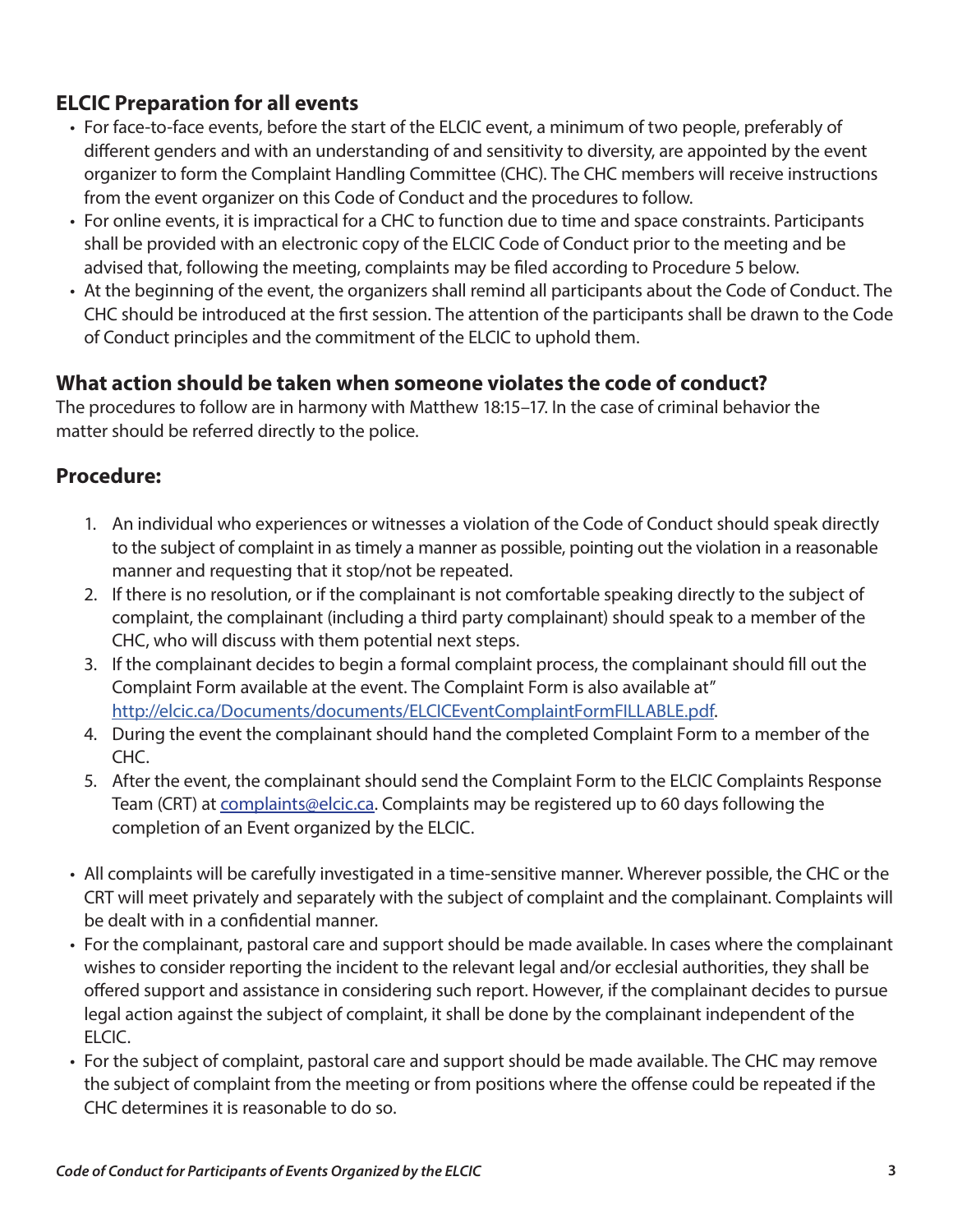## ELCIC Preparation for all events

- For face-to-face events, before the start of the ELCIC event, a minimum of two people, preferably of different genders and with an understanding of and sensitivity to diversity, are appointed by the event organizer to form the Complaint Handling Committee (CHC). The CHC members will receive instructions from the event organizer on this Code of Conduct and the procedures to follow.
- For online events, it is impractical for a CHC to function due to time and space constraints. Participants shall be provided with an electronic copy of the ELCIC Code of Conduct prior to the meeting and be advised that, following the meeting, complaints may be filed according to Procedure 5 below.
- At the beginning of the event, the organizers shall remind all participants about the Code of Conduct. The CHC should be introduced at the first session. The attention of the participants shall be drawn to the Code of Conduct principles and the commitment of the ELCIC to uphold them.

## What action should be taken when someone violates the code of conduct?

The procedures to follow are in harmony with Matthew 18:15–17. In the case of criminal behavior the matter should be referred directly to the police.

## Procedure:

1. An individual who experiences or witnesses a violation of the Code of Conduct should speak directly to the subject of complaint in as timely a manner as possible, pointing out the violation in a reasonable manner and requesting that it stop/not be repeated.
2. If there is no resolution, or if the complainant is not comfortable speaking directly to the subject of complaint, the complainant (including a third party complainant) should speak to a member of the CHC, who will discuss with them potential next steps.
3. If the complainant decides to begin a formal complaint process, the complainant should fill out the Complaint Form available at the event. The Complaint Form is also available at" [http://elcic.ca/Documents/documents/ELCICEventComplaintFormFILLABLE.pdf](http://elcic.ca/Documents/documents/ELCICEventComplaintFormFILLABLE.pdf).
4. During the event the complainant should hand the completed Complaint Form to a member of the CHC.
5. After the event, the complainant should send the Complaint Form to the ELCIC Complaints Response Team (CRT) at [complaints@elcic.ca](mailto:complaints@elcic.ca). Complaints may be registered up to 60 days following the completion of an Event organized by the ELCIC.

- All complaints will be carefully investigated in a time-sensitive manner. Wherever possible, the CHC or the CRT will meet privately and separately with the subject of complaint and the complainant. Complaints will be dealt with in a confidential manner.
- For the complainant, pastoral care and support should be made available. In cases where the complainant wishes to consider reporting the incident to the relevant legal and/or ecclesial authorities, they shall be offered support and assistance in considering such report. However, if the complainant decides to pursue legal action against the subject of complaint, it shall be done by the complainant independent of the ELCIC.
- For the subject of complaint, pastoral care and support should be made available. The CHC may remove the subject of complaint from the meeting or from positions where the offense could be repeated if the CHC determines it is reasonable to do so.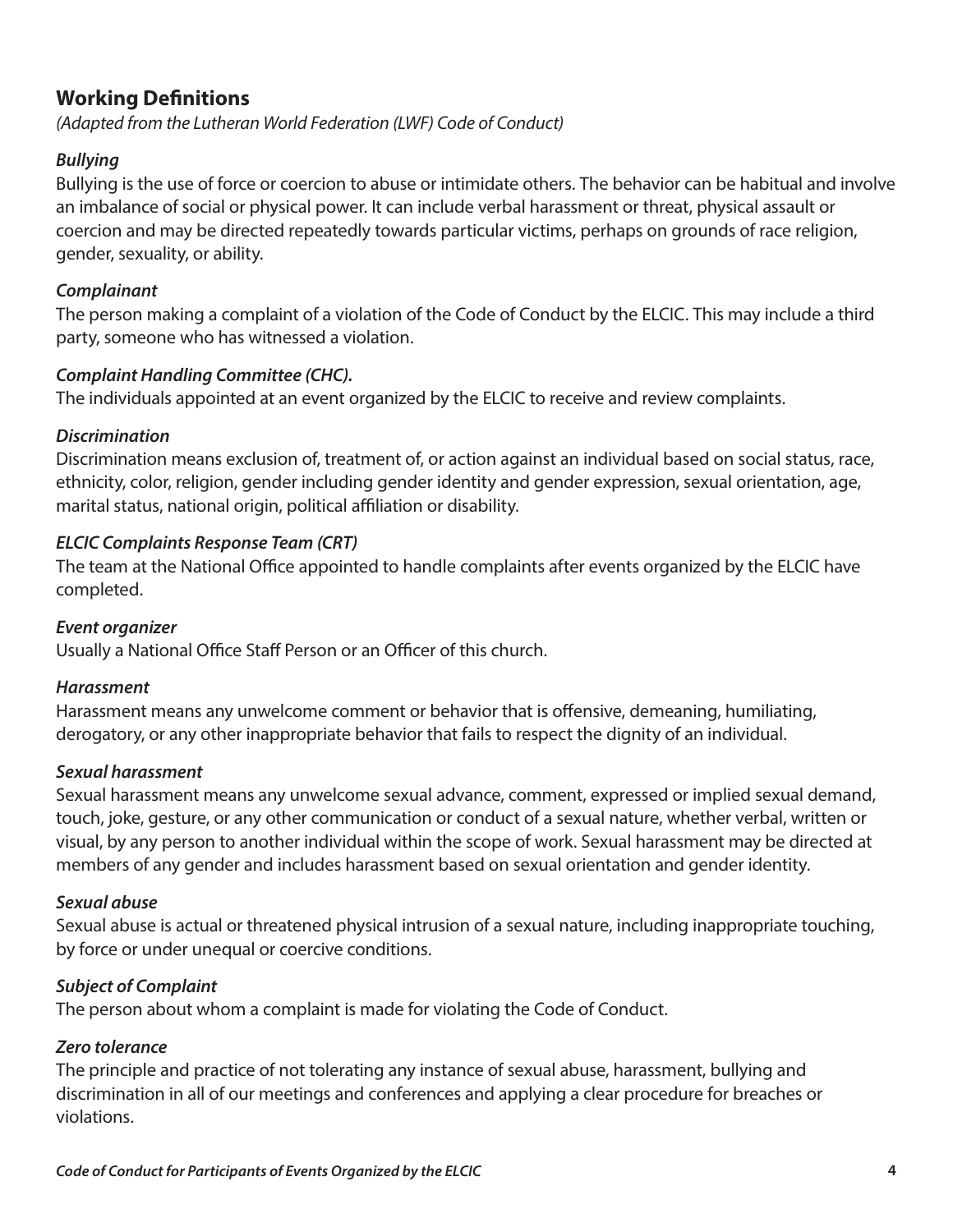## Working Definitions

*(Adapted from the Lutheran World Federation (LWF) Code of Conduct)*

### *Bullying*

Bullying is the use of force or coercion to abuse or intimidate others. The behavior can be habitual and involve an imbalance of social or physical power. It can include verbal harassment or threat, physical assault or coercion and may be directed repeatedly towards particular victims, perhaps on grounds of race religion, gender, sexuality, or ability.

### *Complainant*

The person making a complaint of a violation of the Code of Conduct by the ELCIC. This may include a third party, someone who has witnessed a violation.

### *Complaint Handling Committee (CHC).*

The individuals appointed at an event organized by the ELCIC to receive and review complaints.

### *Discrimination*

Discrimination means exclusion of, treatment of, or action against an individual based on social status, race, ethnicity, color, religion, gender including gender identity and gender expression, sexual orientation, age, marital status, national origin, political affiliation or disability.

### *ELCIC Complaints Response Team (CRT)*

The team at the National Office appointed to handle complaints after events organized by the ELCIC have completed.

### *Event organizer*

Usually a National Office Staff Person or an Officer of this church.

### *Harassment*

Harassment means any unwelcome comment or behavior that is offensive, demeaning, humiliating, derogatory, or any other inappropriate behavior that fails to respect the dignity of an individual.

### *Sexual harassment*

Sexual harassment means any unwelcome sexual advance, comment, expressed or implied sexual demand, touch, joke, gesture, or any other communication or conduct of a sexual nature, whether verbal, written or visual, by any person to another individual within the scope of work. Sexual harassment may be directed at members of any gender and includes harassment based on sexual orientation and gender identity.

### *Sexual abuse*

Sexual abuse is actual or threatened physical intrusion of a sexual nature, including inappropriate touching, by force or under unequal or coercive conditions.

### *Subject of Complaint*

The person about whom a complaint is made for violating the Code of Conduct.

### *Zero tolerance*

The principle and practice of not tolerating any instance of sexual abuse, harassment, bullying and discrimination in all of our meetings and conferences and applying a clear procedure for breaches or violations.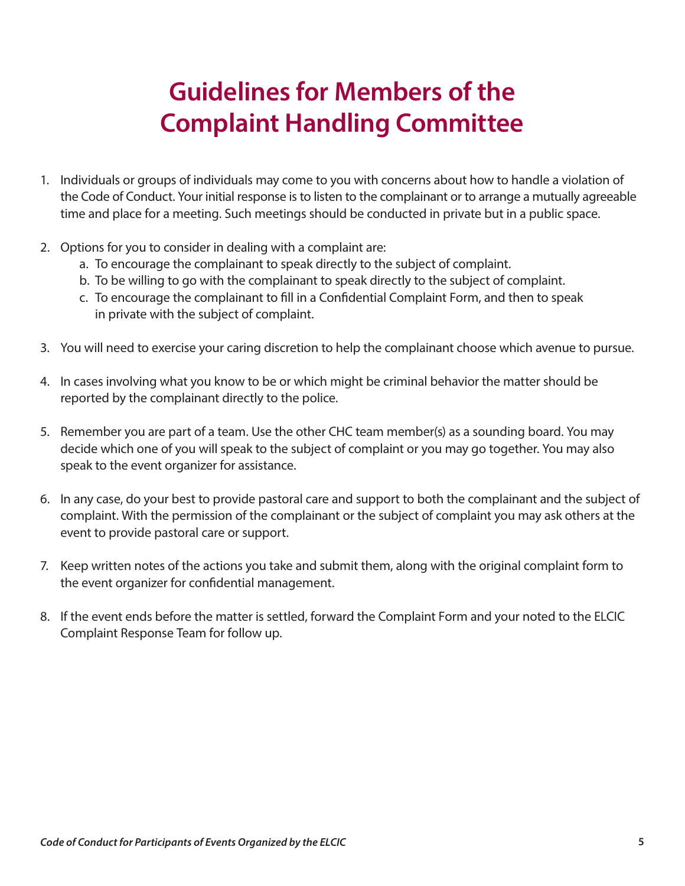# Guidelines for Members of the Complaint Handling Committee

1. Individuals or groups of individuals may come to you with concerns about how to handle a violation of the Code of Conduct. Your initial response is to listen to the complainant or to arrange a mutually agreeable time and place for a meeting. Such meetings should be conducted in private but in a public space.

2. Options for you to consider in dealing with a complaint are:
   a. To encourage the complainant to speak directly to the subject of complaint.
   b. To be willing to go with the complainant to speak directly to the subject of complaint.
   c. To encourage the complainant to fill in a Confidential Complaint Form, and then to speak in private with the subject of complaint.

3. You will need to exercise your caring discretion to help the complainant choose which avenue to pursue.

4. In cases involving what you know to be or which might be criminal behavior the matter should be reported by the complainant directly to the police.

5. Remember you are part of a team. Use the other CHC team member(s) as a sounding board. You may decide which one of you will speak to the subject of complaint or you may go together. You may also speak to the event organizer for assistance.

6. In any case, do your best to provide pastoral care and support to both the complainant and the subject of complaint. With the permission of the complainant or the subject of complaint you may ask others at the event to provide pastoral care or support.

7. Keep written notes of the actions you take and submit them, along with the original complaint form to the event organizer for confidential management.

8. If the event ends before the matter is settled, forward the Complaint Form and your noted to the ELCIC Complaint Response Team for follow up.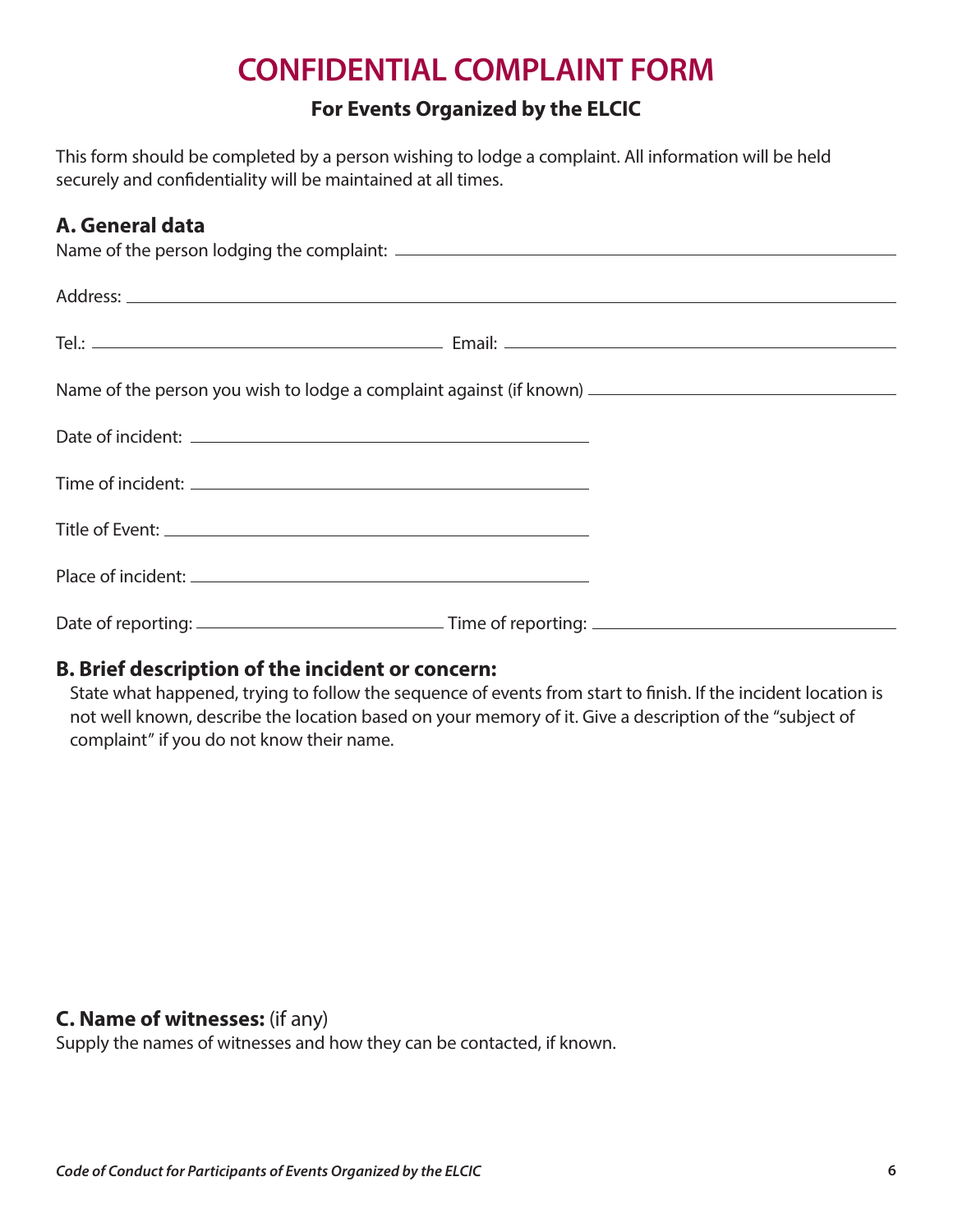# CONFIDENTIAL COMPLAINT FORM

**For Events Organized by the ELCIC**

This form should be completed by a person wishing to lodge a complaint. All information will be held securely and confidentiality will be maintained at all times.

## A. General data

Name of the person lodging the complaint: \_\_\_\_\_\_\_\_\_\_\_\_\_\_\_\_\_\_\_\_\_\_\_\_\_\_\_\_\_\_\_\_\_\_\_\_\_\_\_\_

Address: \_\_\_\_\_\_\_\_\_\_\_\_\_\_\_\_\_\_\_\_\_\_\_\_\_\_\_\_\_\_\_\_\_\_\_\_\_\_\_\_\_\_\_\_\_\_\_\_\_\_\_\_\_\_\_\_\_\_\_\_

Tel.: \_\_\_\_\_\_\_\_\_\_\_\_\_\_\_\_\_\_\_\_\_\_\_\_\_\_\_\_ Email: \_\_\_\_\_\_\_\_\_\_\_\_\_\_\_\_\_\_\_\_\_\_\_\_\_\_\_\_\_\_\_\_

Name of the person you wish to lodge a complaint against (if known) \_\_\_\_\_\_\_\_\_\_\_\_\_\_\_\_\_\_\_\_\_\_\_\_\_\_

Date of incident: \_\_\_\_\_\_\_\_\_\_\_\_\_\_\_\_\_\_\_\_\_\_\_\_\_\_\_\_\_\_\_\_

Time of incident: \_\_\_\_\_\_\_\_\_\_\_\_\_\_\_\_\_\_\_\_\_\_\_\_\_\_\_\_\_\_\_\_

Title of Event: \_\_\_\_\_\_\_\_\_\_\_\_\_\_\_\_\_\_\_\_\_\_\_\_\_\_\_\_\_\_\_\_\_\_

Place of incident: \_\_\_\_\_\_\_\_\_\_\_\_\_\_\_\_\_\_\_\_\_\_\_\_\_\_\_\_\_\_\_\_

Date of reporting: \_\_\_\_\_\_\_\_\_\_\_\_\_\_\_\_\_\_\_\_ Time of reporting: \_\_\_\_\_\_\_\_\_\_\_\_\_\_\_\_\_\_\_\_\_\_\_\_\_\_

## B. Brief description of the incident or concern:

State what happened, trying to follow the sequence of events from start to finish. If the incident location is not well known, describe the location based on your memory of it. Give a description of the "subject of complaint" if you do not know their name.

## C. Name of witnesses: (if any)

Supply the names of witnesses and how they can be contacted, if known.